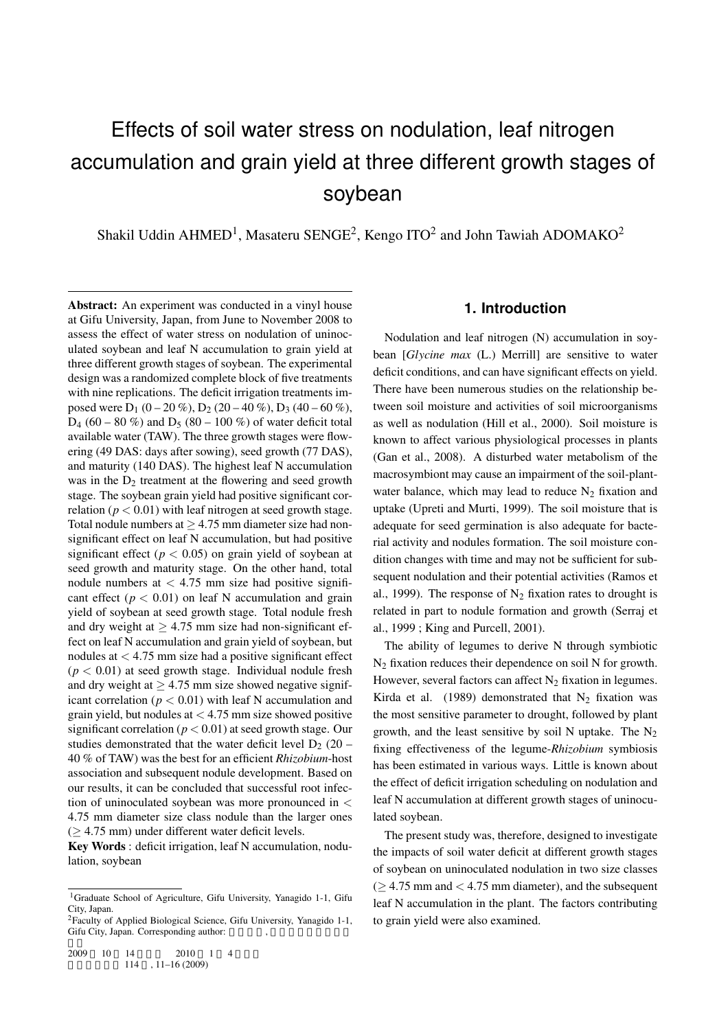# Effects of soil water stress on nodulation, leaf nitrogen accumulation and grain yield at three different growth stages of soybean

Shakil Uddin AHMED[1], Masateru SENGE[2], Kengo ITO[2] and John Tawiah ADOMAKO[2]

**Abstract:** An experiment was conducted in a vinyl house at Gifu University, Japan, from June to November 2008 to assess the effect of water stress on nodulation of uninoculated soybean and leaf N accumulation to grain yield at three different growth stages of soybean. The experimental design was a randomized complete block of five treatments with nine replications. The deficit irrigation treatments imposed were $D_1$ (0 – 20 %), $D_2$ (20 – 40 %), $D_3$ (40 – 60 %), $D_4$ (60 – 80 %) and $D_5$ (80 – 100 %) of water deficit total available water (TAW). The three growth stages were flowering (49 DAS: days after sowing), seed growth (77 DAS), and maturity (140 DAS). The highest leaf N accumulation was in the $D_2$ treatment at the flowering and seed growth stage. The soybean grain yield had positive significant correlation ($p < 0.01$) with leaf nitrogen at seed growth stage. Total nodule numbers at $\geq$ 4.75 mm diameter size had non-significant effect on leaf N accumulation, but had positive significant effect ($p < 0.05$) on grain yield of soybean at seed growth and maturity stage. On the other hand, total nodule numbers at $<$ 4.75 mm size had positive significant effect ($p < 0.01$) on leaf N accumulation and grain yield of soybean at seed growth stage. Total nodule fresh and dry weight at $\geq$ 4.75 mm size had non-significant effect on leaf N accumulation and grain yield of soybean, but nodules at $<$ 4.75 mm size had a positive significant effect ($p < 0.01$) at seed growth stage. Individual nodule fresh and dry weight at $\geq$ 4.75 mm size showed negative significant correlation ($p < 0.01$) with leaf N accumulation and grain yield, but nodules at $<$ 4.75 mm size showed positive significant correlation ($p < 0.01$) at seed growth stage. Our studies demonstrated that the water deficit level $D_2$ (20 – 40 % of TAW) was the best for an efficient *Rhizobium*-host association and subsequent nodule development. Based on our results, it can be concluded that successful root infection of uninoculated soybean was more pronounced in $<$ 4.75 mm diameter size class nodule than the larger ones ($\geq$ 4.75 mm) under different water deficit levels.

**Key Words** : deficit irrigation, leaf N accumulation, nodulation, soybean

## 1. Introduction

Nodulation and leaf nitrogen (N) accumulation in soybean [*Glycine max* (L.) Merrill] are sensitive to water deficit conditions, and can have significant effects on yield. There have been numerous studies on the relationship between soil moisture and activities of soil microorganisms as well as nodulation (Hill et al., 2000). Soil moisture is known to affect various physiological processes in plants (Gan et al., 2008). A disturbed water metabolism of the macrosymbiont may cause an impairment of the soil-plant-water balance, which may lead to reduce $N_2$ fixation and uptake (Upreti and Murti, 1999). The soil moisture that is adequate for seed germination is also adequate for bacterial activity and nodules formation. The soil moisture condition changes with time and may not be sufficient for subsequent nodulation and their potential activities (Ramos et al., 1999). The response of $N_2$ fixation rates to drought is related in part to nodule formation and growth (Serraj et al., 1999 ; King and Purcell, 2001).

The ability of legumes to derive N through symbiotic $N_2$ fixation reduces their dependence on soil N for growth. However, several factors can affect $N_2$ fixation in legumes. Kirda et al. (1989) demonstrated that $N_2$ fixation was the most sensitive parameter to drought, followed by plant growth, and the least sensitive by soil N uptake. The $N_2$ fixing effectiveness of the legume-*Rhizobium* symbiosis has been estimated in various ways. Little is known about the effect of deficit irrigation scheduling on nodulation and leaf N accumulation at different growth stages of uninoculated soybean.

The present study was, therefore, designed to investigate the impacts of soil water deficit at different growth stages of soybean on uninoculated nodulation in two size classes ($\geq$ 4.75 mm and $<$ 4.75 mm diameter), and the subsequent leaf N accumulation in the plant. The factors contributing to grain yield were also examined.

---

[1] Graduate School of Agriculture, Gifu University, Yanagido 1-1, Gifu City, Japan.

[2] Faculty of Applied Biological Science, Gifu University, Yanagido 1-1, Gifu City, Japan. Corresponding author:

2009 10 14 2010 1 4

114 , 11–16 (2009)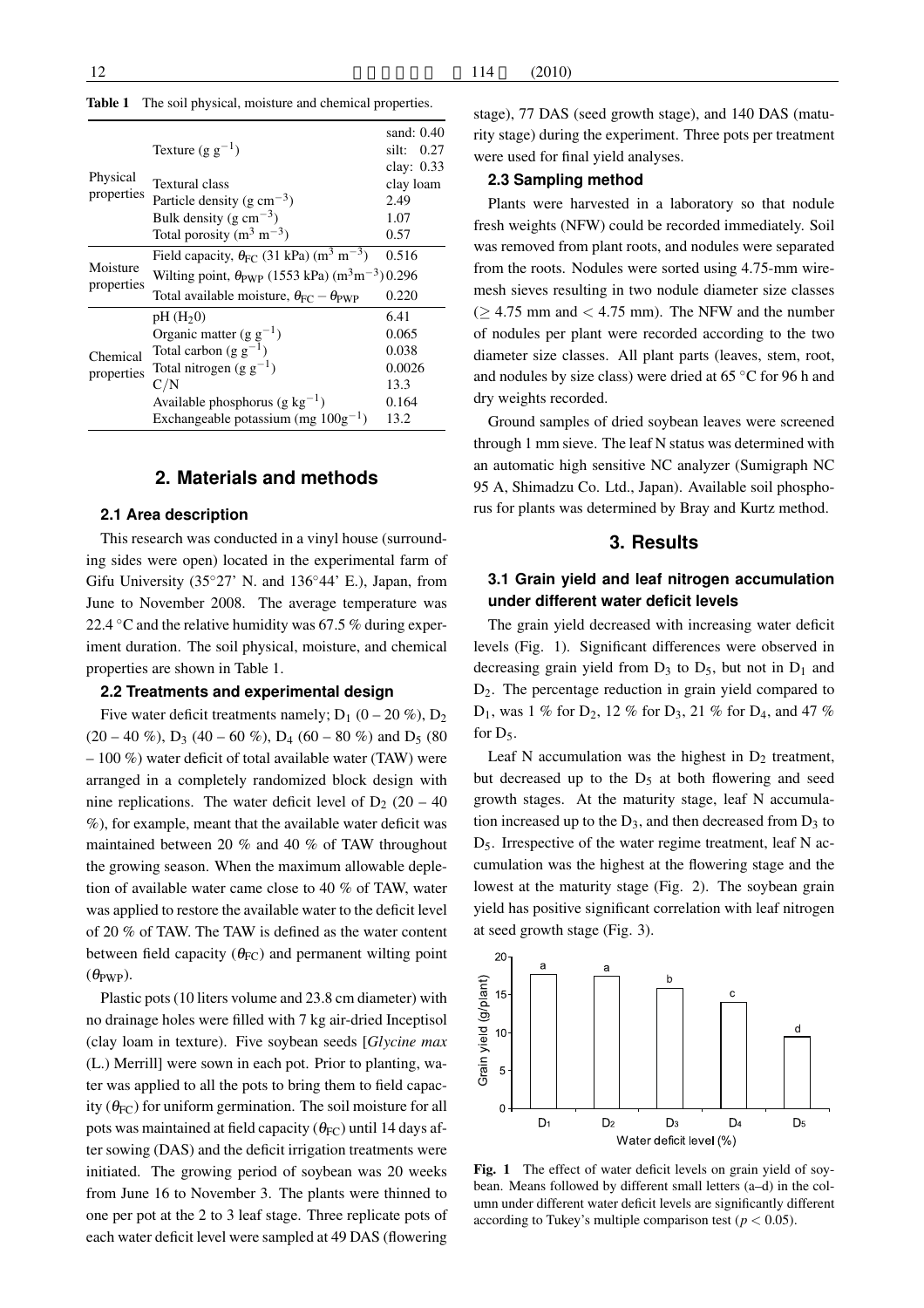**Table 1** The soil physical, moisture and chemical properties.

| | | |
|---|---|---|
| Physical properties | Texture (g $g^{-1}$) | sand: 0.40 silt: 0.27 clay: 0.33 |
| | Textural class | clay loam |
| | Particle density (g $cm^{-3}$) | 2.49 |
| | Bulk density (g $cm^{-3}$) | 1.07 |
| | Total porosity ($m^3$ $m^{-3}$) | 0.57 |
| Moisture properties | Field capacity, $\theta_{FC}$ (31 kPa) ($m^3$ $m^{-3}$) | 0.516 |
| | Wilting point, $\theta_{PWP}$ (1553 kPa) ($m^3m^{-3}$) | 0.296 |
| | Total available moisture, $\theta_{FC} - \theta_{PWP}$ | 0.220 |
| Chemical properties | pH ($H_20$) | 6.41 |
| | Organic matter (g $g^{-1}$) | 0.065 |
| | Total carbon (g $g^{-1}$) | 0.038 |
| | Total nitrogen (g $g^{-1}$) | 0.0026 |
| | C/N | 13.3 |
| | Available phosphorus (g $kg^{-1}$) | 0.164 |
| | Exchangeable potassium (mg $100g^{-1}$) | 13.2 |

## 2. Materials and methods

### 2.1 Area description

This research was conducted in a vinyl house (surrounding sides were open) located in the experimental farm of Gifu University (35°27' N. and 136°44' E.), Japan, from June to November 2008. The average temperature was 22.4 °C and the relative humidity was 67.5 % during experiment duration. The soil physical, moisture, and chemical properties are shown in Table 1.

### 2.2 Treatments and experimental design

Five water deficit treatments namely; $D_1$ (0 – 20 %), $D_2$ (20 – 40 %), $D_3$ (40 – 60 %), $D_4$ (60 – 80 %) and $D_5$ (80 – 100 %) water deficit of total available water (TAW) were arranged in a completely randomized block design with nine replications. The water deficit level of $D_2$ (20 – 40 %), for example, meant that the available water deficit was maintained between 20 % and 40 % of TAW throughout the growing season. When the maximum allowable depletion of available water came close to 40 % of TAW, water was applied to restore the available water to the deficit level of 20 % of TAW. The TAW is defined as the water content between field capacity ($\theta_{FC}$) and permanent wilting point ($\theta_{PWP}$).

Plastic pots (10 liters volume and 23.8 cm diameter) with no drainage holes were filled with 7 kg air-dried Inceptisol (clay loam in texture). Five soybean seeds [*Glycine max* (L.) Merrill] were sown in each pot. Prior to planting, water was applied to all the pots to bring them to field capacity ($\theta_{FC}$) for uniform germination. The soil moisture for all pots was maintained at field capacity ($\theta_{FC}$) until 14 days after sowing (DAS) and the deficit irrigation treatments were initiated. The growing period of soybean was 20 weeks from June 16 to November 3. The plants were thinned to one per pot at the 2 to 3 leaf stage. Three replicate pots of each water deficit level were sampled at 49 DAS (flowering stage), 77 DAS (seed growth stage), and 140 DAS (maturity stage) during the experiment. Three pots per treatment were used for final yield analyses.

### 2.3 Sampling method

Plants were harvested in a laboratory so that nodule fresh weights (NFW) could be recorded immediately. Soil was removed from plant roots, and nodules were separated from the roots. Nodules were sorted using 4.75-mm wire-mesh sieves resulting in two nodule diameter size classes ($\geq$ 4.75 mm and $<$ 4.75 mm). The NFW and the number of nodules per plant were recorded according to the two diameter size classes. All plant parts (leaves, stem, root, and nodules by size class) were dried at 65 °C for 96 h and dry weights recorded.

Ground samples of dried soybean leaves were screened through 1 mm sieve. The leaf N status was determined with an automatic high sensitive NC analyzer (Sumigraph NC 95 A, Shimadzu Co. Ltd., Japan). Available soil phosphorus for plants was determined by Bray and Kurtz method.

## 3. Results

### 3.1 Grain yield and leaf nitrogen accumulation under different water deficit levels

The grain yield decreased with increasing water deficit levels (Fig. 1). Significant differences were observed in decreasing grain yield from $D_3$ to $D_5$, but not in $D_1$ and $D_2$. The percentage reduction in grain yield compared to $D_1$, was 1 % for $D_2$, 12 % for $D_3$, 21 % for $D_4$, and 47 % for $D_5$.

Leaf N accumulation was the highest in $D_2$ treatment, but decreased up to the $D_5$ at both flowering and seed growth stages. At the maturity stage, leaf N accumulation increased up to the $D_3$, and then decreased from $D_3$ to $D_5$. Irrespective of the water regime treatment, leaf N accumulation was the highest at the flowering stage and the lowest at the maturity stage (Fig. 2). The soybean grain yield has positive significant correlation with leaf nitrogen at seed growth stage (Fig. 3).

**Fig. 1** The effect of water deficit levels on grain yield of soybean. Means followed by different small letters (a–d) in the column under different water deficit levels are significantly different according to Tukey's multiple comparison test ($p < 0.05$).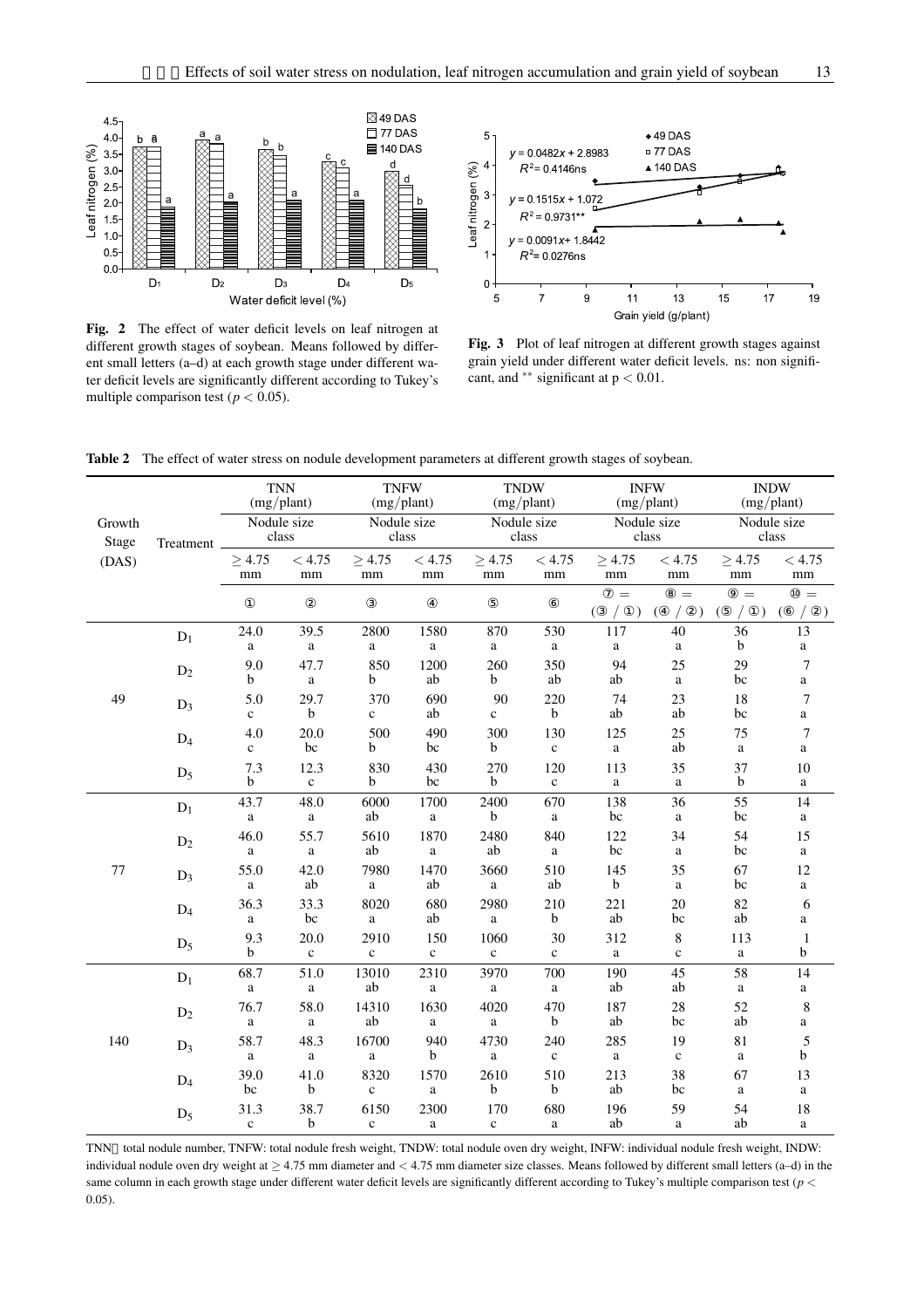**Fig. 2** The effect of water deficit levels on leaf nitrogen at different growth stages of soybean. Means followed by different small letters (a–d) at each growth stage under different water deficit levels are significantly different according to Tukey's multiple comparison test ($p < 0.05$).

**Fig. 3** Plot of leaf nitrogen at different growth stages against grain yield under different water deficit levels. ns: non significant, and ** significant at $p < 0.01$.

**Table 2** The effect of water stress on nodule development parameters at different growth stages of soybean.

| Growth Stage (DAS) | Treatment | TNN (mg/plant) | | TNFW (mg/plant) | | TNDW (mg/plant) | | INFW (mg/plant) | | INDW (mg/plant) | |
|---|---|---|---|---|---|---|---|---|---|---|---|
| | | Nodule size class | | Nodule size class | | Nodule size class | | Nodule size class | | Nodule size class | |
| | | ≥ 4.75 mm | < 4.75 mm | ≥ 4.75 mm | < 4.75 mm | ≥ 4.75 mm | < 4.75 mm | ≥ 4.75 mm | < 4.75 mm | ≥ 4.75 mm | < 4.75 mm |
| | | ① | ② | ③ | ④ | ⑤ | ⑥ | ⑦ = (③ / ①) | ⑧ = (④ / ②) | ⑨ = (⑤ / ①) | ⑩ = (⑥ / ②) |
| 49 | $D_1$ | 24.0 a | 39.5 a | 2800 a | 1580 a | 870 a | 530 a | 117 a | 40 a | 36 b | 13 a |
| | $D_2$ | 9.0 b | 47.7 a | 850 b | 1200 ab | 260 b | 350 ab | 94 ab | 25 a | 29 bc | 7 a |
| | $D_3$ | 5.0 c | 29.7 b | 370 c | 690 ab | 90 c | 220 b | 74 ab | 23 ab | 18 bc | 7 a |
| | $D_4$ | 4.0 c | 20.0 bc | 500 b | 490 bc | 300 b | 130 c | 125 a | 25 ab | 75 a | 7 a |
| | $D_5$ | 7.3 b | 12.3 c | 830 b | 430 bc | 270 b | 120 c | 113 a | 35 a | 37 b | 10 a |
| 77 | $D_1$ | 43.7 a | 48.0 a | 6000 ab | 1700 a | 2400 b | 670 a | 138 bc | 36 a | 55 bc | 14 a |
| | $D_2$ | 46.0 a | 55.7 a | 5610 ab | 1870 a | 2480 ab | 840 a | 122 bc | 34 a | 54 bc | 15 a |
| | $D_3$ | 55.0 a | 42.0 ab | 7980 a | 1470 ab | 3660 a | 510 ab | 145 b | 35 a | 67 bc | 12 a |
| | $D_4$ | 36.3 a | 33.3 bc | 8020 a | 680 ab | 2980 a | 210 b | 221 ab | 20 bc | 82 ab | 6 a |
| | $D_5$ | 9.3 b | 20.0 c | 2910 c | 150 c | 1060 c | 30 c | 312 a | 8 c | 113 a | 1 b |
| 140 | $D_1$ | 68.7 a | 51.0 a | 13010 ab | 2310 a | 3970 a | 700 a | 190 ab | 45 ab | 58 a | 14 a |
| | $D_2$ | 76.7 a | 58.0 a | 14310 ab | 1630 a | 4020 a | 470 b | 187 ab | 28 bc | 52 ab | 8 a |
| | $D_3$ | 58.7 a | 48.3 a | 16700 a | 940 b | 4730 a | 240 c | 285 a | 19 c | 81 a | 5 b |
| | $D_4$ | 39.0 bc | 41.0 b | 8320 c | 1570 a | 2610 b | 510 b | 213 ab | 38 bc | 67 a | 13 a |
| | $D_5$ | 31.3 c | 38.7 b | 6150 c | 2300 a | 170 c | 680 a | 196 ab | 59 a | 54 ab | 18 a |

TNN total nodule number, TNFW: total nodule fresh weight, TNDW: total nodule oven dry weight, INFW: individual nodule fresh weight, INDW: individual nodule oven dry weight at ≥ 4.75 mm diameter and < 4.75 mm diameter size classes. Means followed by different small letters (a–d) in the same column in each growth stage under different water deficit levels are significantly different according to Tukey's multiple comparison test ($p < 0.05$).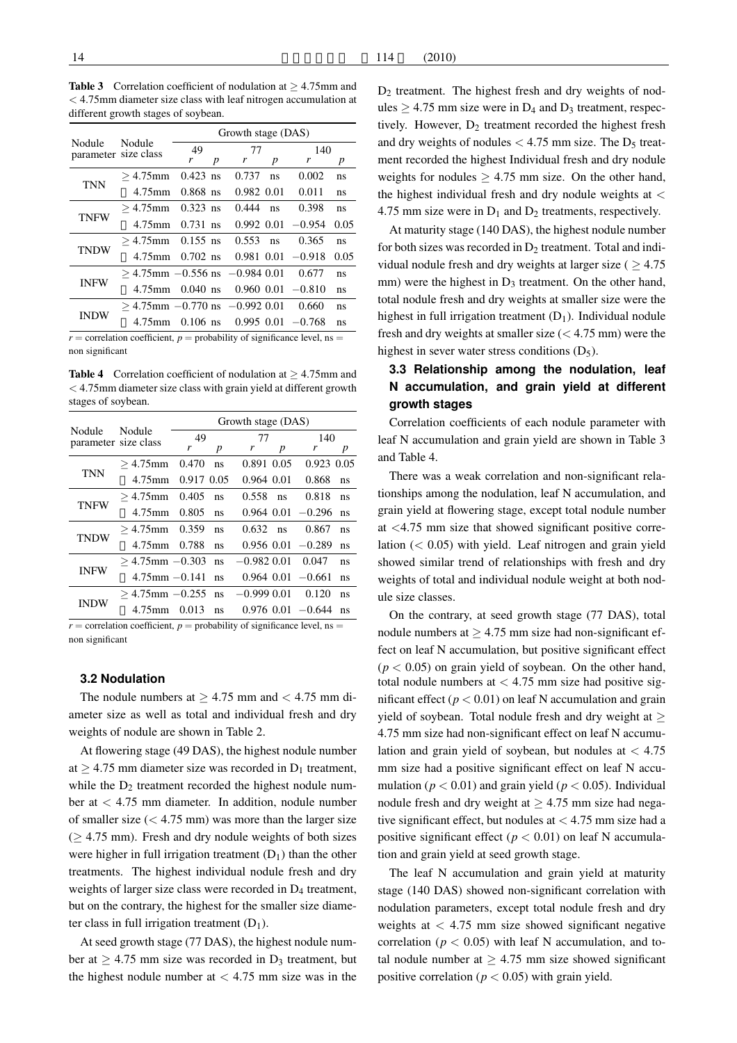**Table 3** Correlation coefficient of nodulation at ≥ 4.75mm and < 4.75mm diameter size class with leaf nitrogen accumulation at different growth stages of soybean.

| Nodule parameter | Nodule size class | Growth stage (DAS) | | | | | |
|---|---|---|---|---|---|---|---|
| | | 49 | | 77 | | 140 | |
| | | $r$ | $p$ | $r$ | $p$ | $r$ | $p$ |
| TNN | ≥ 4.75mm | 0.423 | ns | 0.737 | ns | 0.002 | ns |
| | 4.75mm | 0.868 | ns | 0.982 | 0.01 | 0.011 | ns |
| TNFW | ≥ 4.75mm | 0.323 | ns | 0.444 | ns | 0.398 | ns |
| | 4.75mm | 0.731 | ns | 0.992 | 0.01 | −0.954 | 0.05 |
| TNDW | ≥ 4.75mm | 0.155 | ns | 0.553 | ns | 0.365 | ns |
| | 4.75mm | 0.702 | ns | 0.981 | 0.01 | −0.918 | 0.05 |
| INFW | ≥ 4.75mm | −0.556 | ns | −0.984 | 0.01 | 0.677 | ns |
| | 4.75mm | 0.040 | ns | 0.960 | 0.01 | −0.810 | ns |
| INDW | ≥ 4.75mm | −0.770 | ns | −0.992 | 0.01 | 0.660 | ns |
| | 4.75mm | 0.106 | ns | 0.995 | 0.01 | −0.768 | ns |

$r$ = correlation coefficient, $p$ = probability of significance level, ns = non significant

**Table 4** Correlation coefficient of nodulation at ≥ 4.75mm and < 4.75mm diameter size class with grain yield at different growth stages of soybean.

| Nodule parameter | Nodule size class | Growth stage (DAS) | | | | | |
|---|---|---|---|---|---|---|---|
| | | 49 | | 77 | | 140 | |
| | | $r$ | $p$ | $r$ | $p$ | $r$ | $p$ |
| TNN | ≥ 4.75mm | 0.470 | ns | 0.891 | 0.05 | 0.923 | 0.05 |
| | 4.75mm | 0.917 | 0.05 | 0.964 | 0.01 | 0.868 | ns |
| TNFW | ≥ 4.75mm | 0.405 | ns | 0.558 | ns | 0.818 | ns |
| | 4.75mm | 0.805 | ns | 0.964 | 0.01 | −0.296 | ns |
| TNDW | ≥ 4.75mm | 0.359 | ns | 0.632 | ns | 0.867 | ns |
| | 4.75mm | 0.788 | ns | 0.956 | 0.01 | −0.289 | ns |
| INFW | ≥ 4.75mm | −0.303 | ns | −0.982 | 0.01 | 0.047 | ns |
| | 4.75mm | −0.141 | ns | 0.964 | 0.01 | −0.661 | ns |
| INDW | ≥ 4.75mm | −0.255 | ns | −0.999 | 0.01 | 0.120 | ns |
| | 4.75mm | 0.013 | ns | 0.976 | 0.01 | −0.644 | ns |

$r$ = correlation coefficient, $p$ = probability of significance level, ns = non significant

### 3.2 Nodulation

The nodule numbers at ≥ 4.75 mm and < 4.75 mm diameter size as well as total and individual fresh and dry weights of nodule are shown in Table 2.

At flowering stage (49 DAS), the highest nodule number at ≥ 4.75 mm diameter size was recorded in $D_1$ treatment, while the $D_2$ treatment recorded the highest nodule number at < 4.75 mm diameter. In addition, nodule number of smaller size (< 4.75 mm) was more than the larger size (≥ 4.75 mm). Fresh and dry nodule weights of both sizes were higher in full irrigation treatment ($D_1$) than the other treatments. The highest individual nodule fresh and dry weights of larger size class were recorded in $D_4$ treatment, but on the contrary, the highest for the smaller size diameter class in full irrigation treatment ($D_1$).

At seed growth stage (77 DAS), the highest nodule number at ≥ 4.75 mm size was recorded in $D_3$ treatment, but the highest nodule number at < 4.75 mm size was in the $D_2$ treatment. The highest fresh and dry weights of nodules ≥ 4.75 mm size were in $D_4$ and $D_3$ treatment, respectively. However, $D_2$ treatment recorded the highest fresh and dry weights of nodules < 4.75 mm size. The $D_5$ treatment recorded the highest Individual fresh and dry nodule weights for nodules ≥ 4.75 mm size. On the other hand, the highest individual fresh and dry nodule weights at < 4.75 mm size were in $D_1$ and $D_2$ treatments, respectively.

At maturity stage (140 DAS), the highest nodule number for both sizes was recorded in $D_2$ treatment. Total and individual nodule fresh and dry weights at larger size ( ≥ 4.75 mm) were the highest in $D_3$ treatment. On the other hand, total nodule fresh and dry weights at smaller size were the highest in full irrigation treatment ($D_1$). Individual nodule fresh and dry weights at smaller size (< 4.75 mm) were the highest in sever water stress conditions ($D_5$).

### 3.3 Relationship among the nodulation, leaf N accumulation, and grain yield at different growth stages

Correlation coefficients of each nodule parameter with leaf N accumulation and grain yield are shown in Table 3 and Table 4.

There was a weak correlation and non-significant relationships among the nodulation, leaf N accumulation, and grain yield at flowering stage, except total nodule number at <4.75 mm size that showed significant positive correlation (< 0.05) with yield. Leaf nitrogen and grain yield showed similar trend of relationships with fresh and dry weights of total and individual nodule weight at both nodule size classes.

On the contrary, at seed growth stage (77 DAS), total nodule numbers at ≥ 4.75 mm size had non-significant effect on leaf N accumulation, but positive significant effect ($p < 0.05$) on grain yield of soybean. On the other hand, total nodule numbers at < 4.75 mm size had positive significant effect ($p < 0.01$) on leaf N accumulation and grain yield of soybean. Total nodule fresh and dry weight at ≥ 4.75 mm size had non-significant effect on leaf N accumulation and grain yield of soybean, but nodules at < 4.75 mm size had a positive significant effect on leaf N accumulation ($p < 0.01$) and grain yield ($p < 0.05$). Individual nodule fresh and dry weight at ≥ 4.75 mm size had negative significant effect, but nodules at < 4.75 mm size had a positive significant effect ($p < 0.01$) on leaf N accumulation and grain yield at seed growth stage.

The leaf N accumulation and grain yield at maturity stage (140 DAS) showed non-significant correlation with nodulation parameters, except total nodule fresh and dry weights at < 4.75 mm size showed significant negative correlation ($p < 0.05$) with leaf N accumulation, and total nodule number at ≥ 4.75 mm size showed significant positive correlation ($p < 0.05$) with grain yield.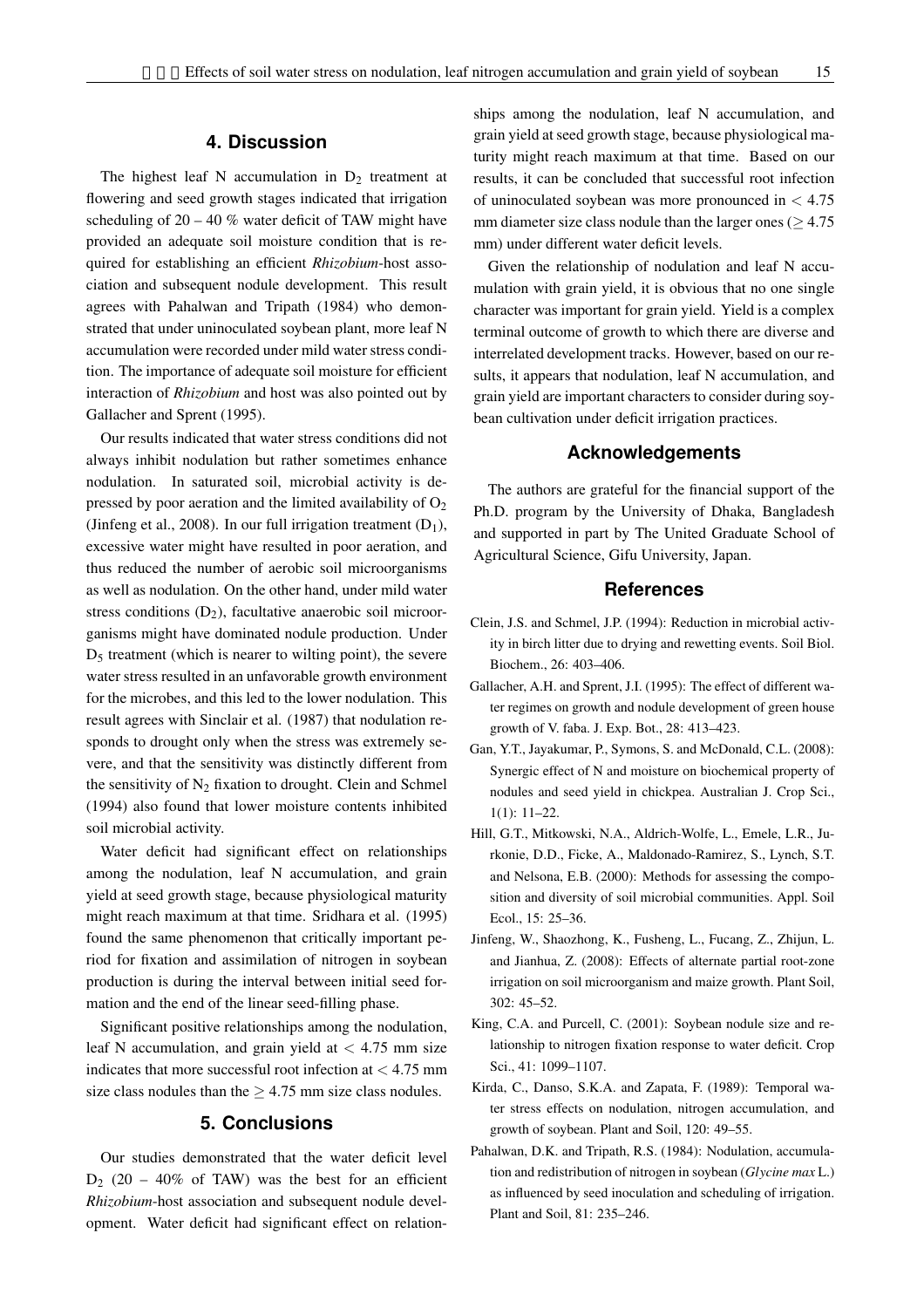## 4. Discussion

The highest leaf N accumulation in $D_2$ treatment at flowering and seed growth stages indicated that irrigation scheduling of 20 – 40 % water deficit of TAW might have provided an adequate soil moisture condition that is required for establishing an efficient *Rhizobium*-host association and subsequent nodule development. This result agrees with Pahalwan and Tripath (1984) who demonstrated that under uninoculated soybean plant, more leaf N accumulation were recorded under mild water stress condition. The importance of adequate soil moisture for efficient interaction of *Rhizobium* and host was also pointed out by Gallacher and Sprent (1995).

Our results indicated that water stress conditions did not always inhibit nodulation but rather sometimes enhance nodulation. In saturated soil, microbial activity is depressed by poor aeration and the limited availability of $O_2$ (Jinfeng et al., 2008). In our full irrigation treatment ($D_1$), excessive water might have resulted in poor aeration, and thus reduced the number of aerobic soil microorganisms as well as nodulation. On the other hand, under mild water stress conditions ($D_2$), facultative anaerobic soil microorganisms might have dominated nodule production. Under $D_5$ treatment (which is nearer to wilting point), the severe water stress resulted in an unfavorable growth environment for the microbes, and this led to the lower nodulation. This result agrees with Sinclair et al. (1987) that nodulation responds to drought only when the stress was extremely severe, and that the sensitivity was distinctly different from the sensitivity of $N_2$ fixation to drought. Clein and Schmel (1994) also found that lower moisture contents inhibited soil microbial activity.

Water deficit had significant effect on relationships among the nodulation, leaf N accumulation, and grain yield at seed growth stage, because physiological maturity might reach maximum at that time. Sridhara et al. (1995) found the same phenomenon that critically important period for fixation and assimilation of nitrogen in soybean production is during the interval between initial seed formation and the end of the linear seed-filling phase.

Significant positive relationships among the nodulation, leaf N accumulation, and grain yield at $< 4.75$ mm size indicates that more successful root infection at $< 4.75$ mm size class nodules than the $\geq 4.75$ mm size class nodules.

## 5. Conclusions

Our studies demonstrated that the water deficit level $D_2$ (20 – 40% of TAW) was the best for an efficient *Rhizobium*-host association and subsequent nodule development. Water deficit had significant effect on relationships among the nodulation, leaf N accumulation, and grain yield at seed growth stage, because physiological maturity might reach maximum at that time. Based on our results, it can be concluded that successful root infection of uninoculated soybean was more pronounced in $< 4.75$ mm diameter size class nodule than the larger ones ($\geq 4.75$ mm) under different water deficit levels.

Given the relationship of nodulation and leaf N accumulation with grain yield, it is obvious that no one single character was important for grain yield. Yield is a complex terminal outcome of growth to which there are diverse and interrelated development tracks. However, based on our results, it appears that nodulation, leaf N accumulation, and grain yield are important characters to consider during soybean cultivation under deficit irrigation practices.

## Acknowledgements

The authors are grateful for the financial support of the Ph.D. program by the University of Dhaka, Bangladesh and supported in part by The United Graduate School of Agricultural Science, Gifu University, Japan.

## References

Clein, J.S. and Schmel, J.P. (1994): Reduction in microbial activity in birch litter due to drying and rewetting events. Soil Biol. Biochem., 26: 403–406.

Gallacher, A.H. and Sprent, J.I. (1995): The effect of different water regimes on growth and nodule development of green house growth of V. faba. J. Exp. Bot., 28: 413–423.

Gan, Y.T., Jayakumar, P., Symons, S. and McDonald, C.L. (2008): Synergic effect of N and moisture on biochemical property of nodules and seed yield in chickpea. Australian J. Crop Sci., 1(1): 11–22.

Hill, G.T., Mitkowski, N.A., Aldrich-Wolfe, L., Emele, L.R., Jurkonie, D.D., Ficke, A., Maldonado-Ramirez, S., Lynch, S.T. and Nelsona, E.B. (2000): Methods for assessing the composition and diversity of soil microbial communities. Appl. Soil Ecol., 15: 25–36.

Jinfeng, W., Shaozhong, K., Fusheng, L., Fucang, Z., Zhijun, L. and Jianhua, Z. (2008): Effects of alternate partial root-zone irrigation on soil microorganism and maize growth. Plant Soil, 302: 45–52.

King, C.A. and Purcell, C. (2001): Soybean nodule size and relationship to nitrogen fixation response to water deficit. Crop Sci., 41: 1099–1107.

Kirda, C., Danso, S.K.A. and Zapata, F. (1989): Temporal water stress effects on nodulation, nitrogen accumulation, and growth of soybean. Plant and Soil, 120: 49–55.

Pahalwan, D.K. and Tripath, R.S. (1984): Nodulation, accumulation and redistribution of nitrogen in soybean (*Glycine max* L.) as influenced by seed inoculation and scheduling of irrigation. Plant and Soil, 81: 235–246.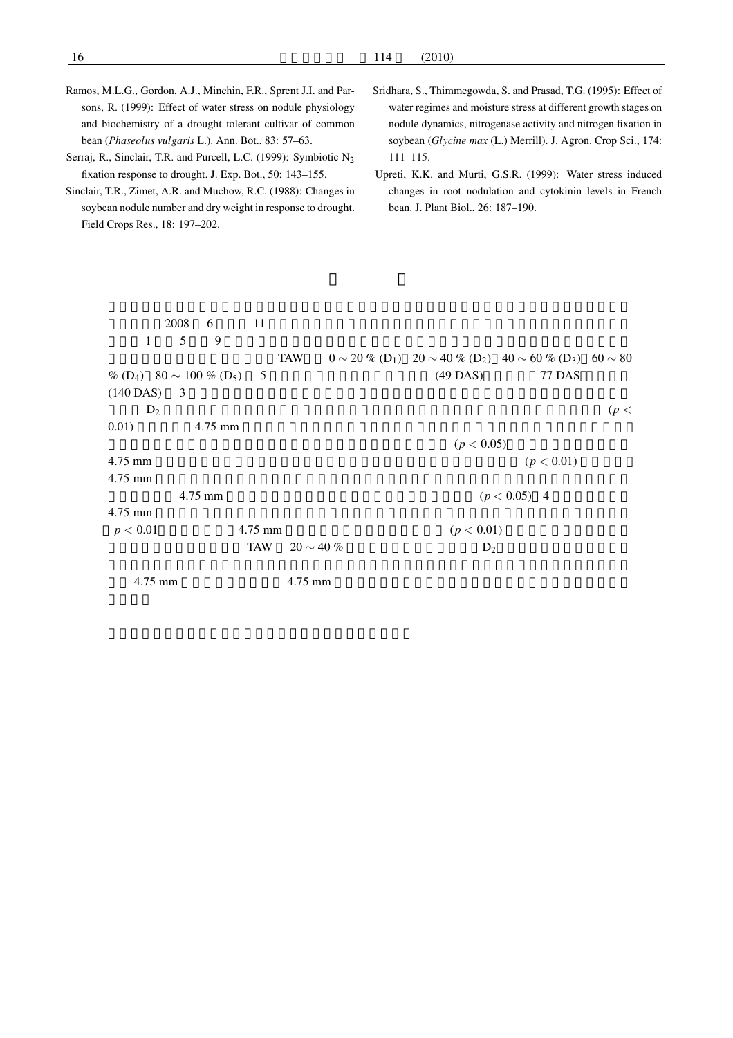Ramos, M.L.G., Gordon, A.J., Minchin, F.R., Sprent J.I. and Parsons, R. (1999): Effect of water stress on nodule physiology and biochemistry of a drought tolerant cultivar of common bean (*Phaseolus vulgaris* L.). Ann. Bot., 83: 57–63.

Serraj, R., Sinclair, T.R. and Purcell, L.C. (1999): Symbiotic $N_2$ fixation response to drought. J. Exp. Bot., 50: 143–155.

Sinclair, T.R., Zimet, A.R. and Muchow, R.C. (1988): Changes in soybean nodule number and dry weight in response to drought. Field Crops Res., 18: 197–202.

Sridhara, S., Thimmegowda, S. and Prasad, T.G. (1995): Effect of water regimes and moisture stress at different growth stages on nodule dynamics, nitrogenase activity and nitrogen fixation in soybean (*Glycine max* (L.) Merrill). J. Agron. Crop Sci., 174: 111–115.

Upreti, K.K. and Murti, G.S.R. (1999): Water stress induced changes in root nodulation and cytokinin levels in French bean. J. Plant Biol., 26: 187–190.

2008 6 11

1 5 9

TAW 0 ∼ 20 % ($D_1$) 20 ∼ 40 % ($D_2$) 40 ∼ 60 % ($D_3$) 60 ∼ 80 % ($D_4$) 80 ∼ 100 % ($D_5$) 5 (49 DAS) 77 DAS (140 DAS) 3

$D_2$ ($p < 0.01$) 4.75 mm

($p < 0.05$)

4.75 mm ($p < 0.01$)

4.75 mm

4.75 mm ($p < 0.05$) 4

4.75 mm

$p < 0.01$ 4.75 mm ($p < 0.01$)

TAW 20 ∼ 40 % $D_2$

4.75 mm 4.75 mm